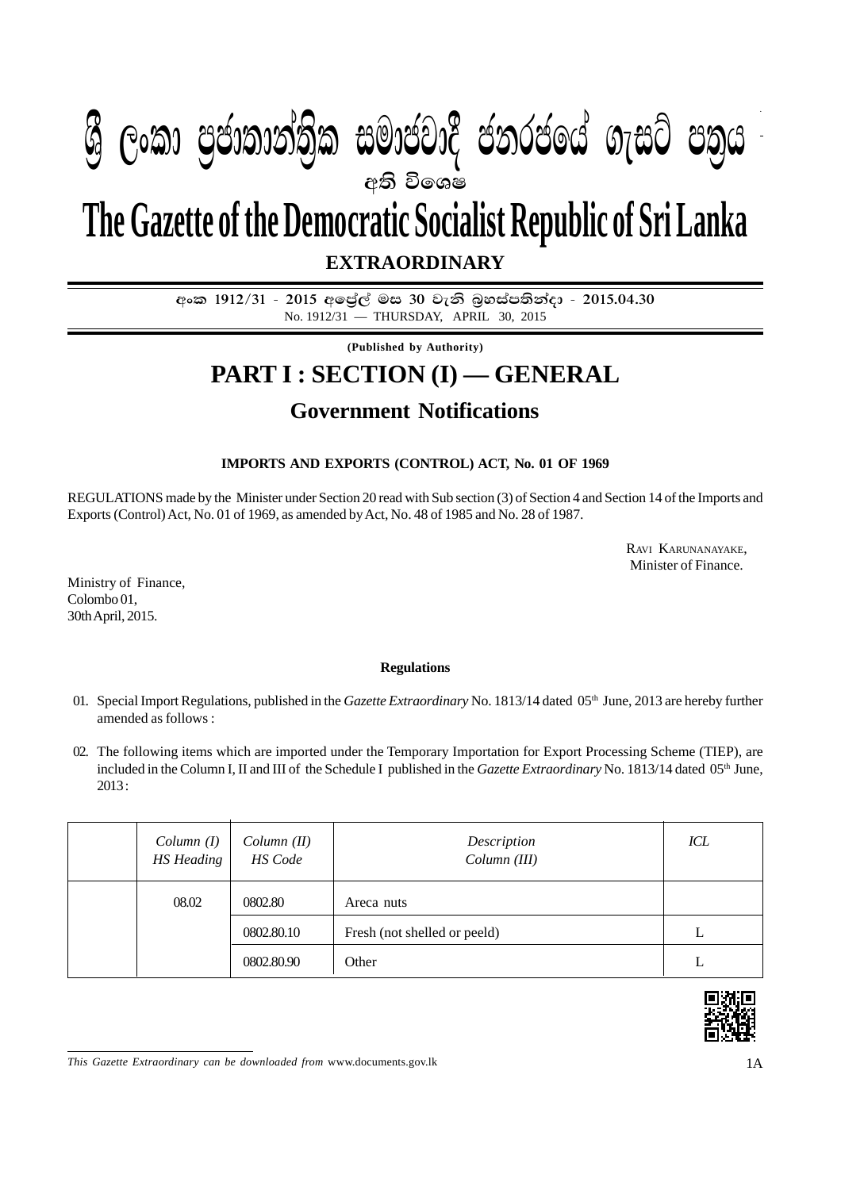# ශ්‍රී ලංකා ප්‍රජාතාන්ත්‍රික සමාජවාදී ජනරජයේ ගැසට් පත්‍රය

**අති විශෙෂ**

# The Gazette of the Democratic Socialist Republic of Sri Lanka

**EXTRAORDINARY**

අංක 1912/31 - 2015 අප්‍රේල් මස 30 වැනි බ්‍රහස්පතින්දා - 2015.04.30

No. 1912/31 — THURSDAY, APRIL 30, 2015

**(Published by Authority)**

# PART I : SECTION (I) — GENERAL

## Government Notifications

**IMPORTS AND EXPORTS (CONTROL) ACT, No. 01 OF 1969**

REGULATIONS made by the Minister under Section 20 read with Sub section (3) of Section 4 and Section 14 of the Imports and Exports (Control) Act, No. 01 of 1969, as amended by Act, No. 48 of 1985 and No. 28 of 1987.

RAVI KARUNANAYAKE,
Minister of Finance.

Ministry of Finance,
Colombo 01,
30th April, 2015.

**Regulations**

01. Special Import Regulations, published in the *Gazette Extraordinary* No. 1813/14 dated 05th June, 2013 are hereby further amended as follows :

02. The following items which are imported under the Temporary Importation for Export Processing Scheme (TIEP), are included in the Column I, II and III of the Schedule I published in the *Gazette Extraordinary* No. 1813/14 dated 05th June, 2013 :

| | *Column (I) HS Heading* | *Column (II) HS Code* | *Description Column (III)* | *ICL* |
|---|---|---|---|---|
| | 08.02 | 0802.80 | Areca nuts | |
| | | 0802.80.10 | Fresh (not shelled or peeld) | L |
| | | 0802.80.90 | Other | L |

*This Gazette Extraordinary can be downloaded from* www.documents.gov.lk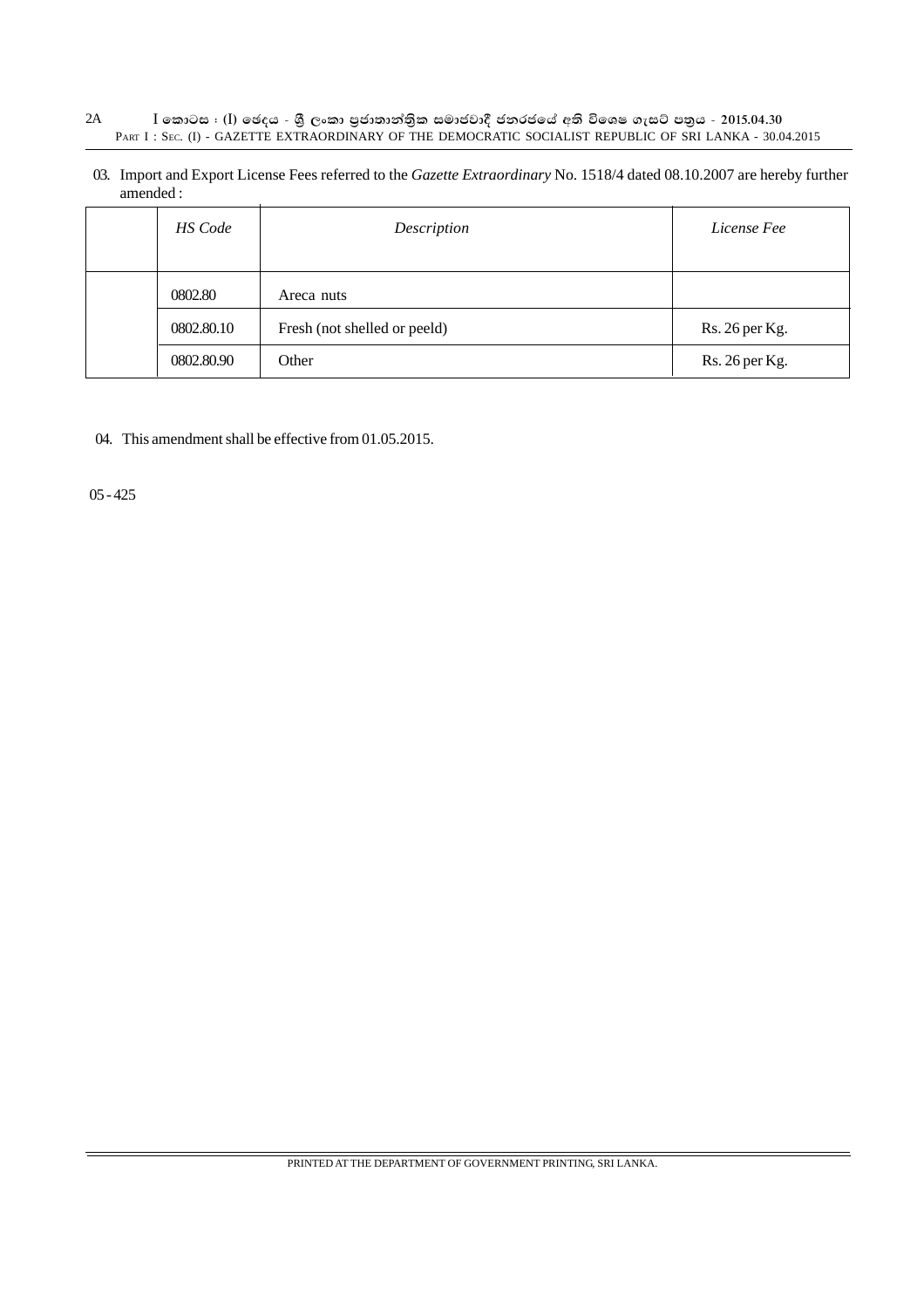03. Import and Export License Fees referred to the *Gazette Extraordinary* No. 1518/4 dated 08.10.2007 are hereby further amended :

| | *HS Code* | *Description* | *License Fee* |
|---|---|---|---|
| | 0802.80 | Areca nuts | |
| | 0802.80.10 | Fresh (not shelled or peeld) | Rs. 26 per Kg. |
| | 0802.80.90 | Other | Rs. 26 per Kg. |

04. This amendment shall be effective from 01.05.2015.

05 - 425

PRINTED AT THE DEPARTMENT OF GOVERNMENT PRINTING, SRI LANKA.